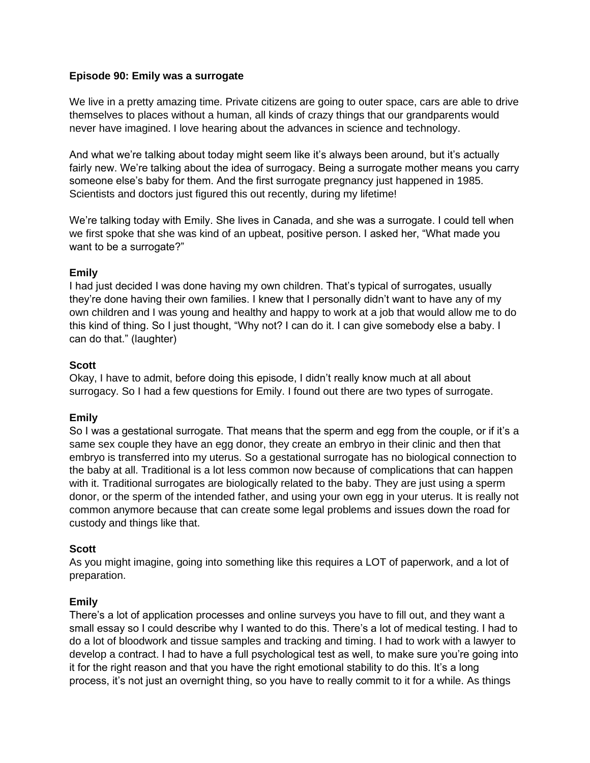**Episode 90: Emily was a surrogate**

We live in a pretty amazing time. Private citizens are going to outer space, cars are able to drive themselves to places without a human, all kinds of crazy things that our grandparents would never have imagined. I love hearing about the advances in science and technology.

And what we're talking about today might seem like it's always been around, but it's actually fairly new. We're talking about the idea of surrogacy. Being a surrogate mother means you carry someone else's baby for them. And the first surrogate pregnancy just happened in 1985. Scientists and doctors just figured this out recently, during my lifetime!

We're talking today with Emily. She lives in Canada, and she was a surrogate. I could tell when we first spoke that she was kind of an upbeat, positive person. I asked her, "What made you want to be a surrogate?"

**Emily**
I had just decided I was done having my own children. That's typical of surrogates, usually they're done having their own families. I knew that I personally didn't want to have any of my own children and I was young and healthy and happy to work at a job that would allow me to do this kind of thing. So I just thought, "Why not? I can do it. I can give somebody else a baby. I can do that." (laughter)

**Scott**
Okay, I have to admit, before doing this episode, I didn't really know much at all about surrogacy. So I had a few questions for Emily. I found out there are two types of surrogate.

**Emily**
So I was a gestational surrogate. That means that the sperm and egg from the couple, or if it's a same sex couple they have an egg donor, they create an embryo in their clinic and then that embryo is transferred into my uterus. So a gestational surrogate has no biological connection to the baby at all. Traditional is a lot less common now because of complications that can happen with it. Traditional surrogates are biologically related to the baby. They are just using a sperm donor, or the sperm of the intended father, and using your own egg in your uterus. It is really not common anymore because that can create some legal problems and issues down the road for custody and things like that.

**Scott**
As you might imagine, going into something like this requires a LOT of paperwork, and a lot of preparation.

**Emily**
There's a lot of application processes and online surveys you have to fill out, and they want a small essay so I could describe why I wanted to do this. There's a lot of medical testing. I had to do a lot of bloodwork and tissue samples and tracking and timing. I had to work with a lawyer to develop a contract. I had to have a full psychological test as well, to make sure you're going into it for the right reason and that you have the right emotional stability to do this. It's a long process, it's not just an overnight thing, so you have to really commit to it for a while. As things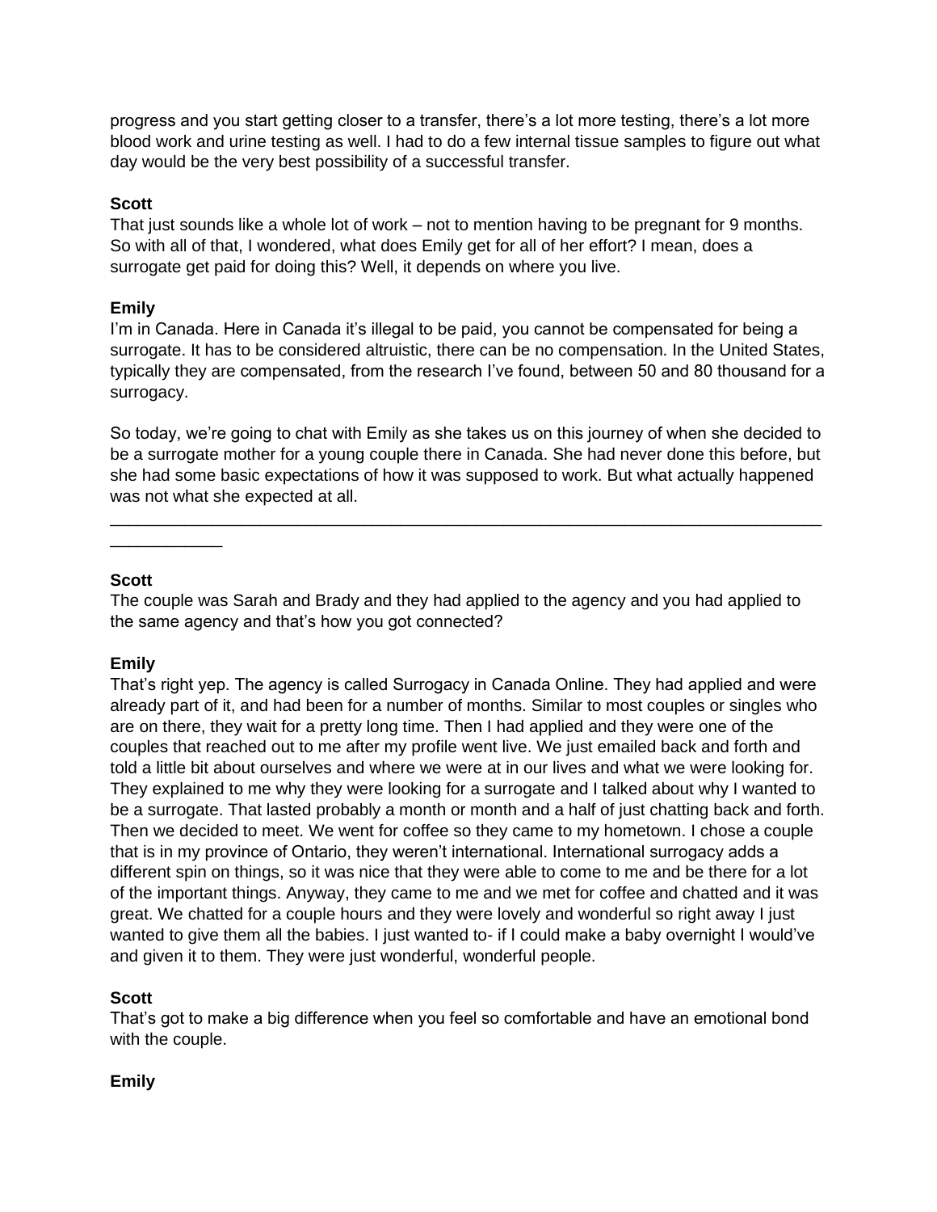progress and you start getting closer to a transfer, there's a lot more testing, there's a lot more blood work and urine testing as well. I had to do a few internal tissue samples to figure out what day would be the very best possibility of a successful transfer.

**Scott**
That just sounds like a whole lot of work – not to mention having to be pregnant for 9 months. So with all of that, I wondered, what does Emily get for all of her effort? I mean, does a surrogate get paid for doing this? Well, it depends on where you live.

**Emily**
I'm in Canada. Here in Canada it's illegal to be paid, you cannot be compensated for being a surrogate. It has to be considered altruistic, there can be no compensation. In the United States, typically they are compensated, from the research I've found, between 50 and 80 thousand for a surrogacy.

So today, we're going to chat with Emily as she takes us on this journey of when she decided to be a surrogate mother for a young couple there in Canada. She had never done this before, but she had some basic expectations of how it was supposed to work. But what actually happened was not what she expected at all.

---

**Scott**
The couple was Sarah and Brady and they had applied to the agency and you had applied to the same agency and that's how you got connected?

**Emily**
That's right yep. The agency is called Surrogacy in Canada Online. They had applied and were already part of it, and had been for a number of months. Similar to most couples or singles who are on there, they wait for a pretty long time. Then I had applied and they were one of the couples that reached out to me after my profile went live. We just emailed back and forth and told a little bit about ourselves and where we were at in our lives and what we were looking for. They explained to me why they were looking for a surrogate and I talked about why I wanted to be a surrogate. That lasted probably a month or month and a half of just chatting back and forth. Then we decided to meet. We went for coffee so they came to my hometown. I chose a couple that is in my province of Ontario, they weren't international. International surrogacy adds a different spin on things, so it was nice that they were able to come to me and be there for a lot of the important things. Anyway, they came to me and we met for coffee and chatted and it was great. We chatted for a couple hours and they were lovely and wonderful so right away I just wanted to give them all the babies. I just wanted to- if I could make a baby overnight I would've and given it to them. They were just wonderful, wonderful people.

**Scott**
That's got to make a big difference when you feel so comfortable and have an emotional bond with the couple.

**Emily**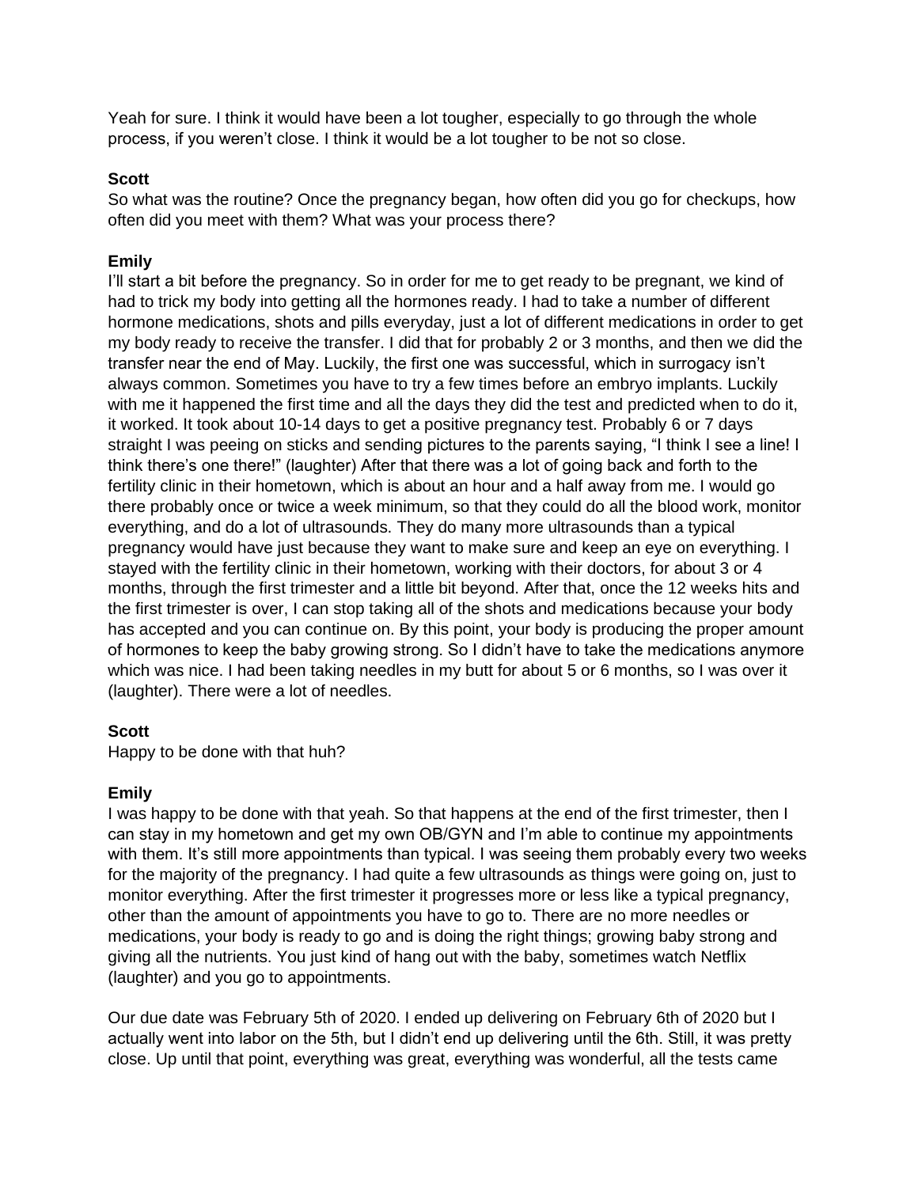Yeah for sure. I think it would have been a lot tougher, especially to go through the whole process, if you weren't close. I think it would be a lot tougher to be not so close.

**Scott**
So what was the routine? Once the pregnancy began, how often did you go for checkups, how often did you meet with them? What was your process there?

**Emily**
I'll start a bit before the pregnancy. So in order for me to get ready to be pregnant, we kind of had to trick my body into getting all the hormones ready. I had to take a number of different hormone medications, shots and pills everyday, just a lot of different medications in order to get my body ready to receive the transfer. I did that for probably 2 or 3 months, and then we did the transfer near the end of May. Luckily, the first one was successful, which in surrogacy isn't always common. Sometimes you have to try a few times before an embryo implants. Luckily with me it happened the first time and all the days they did the test and predicted when to do it, it worked. It took about 10-14 days to get a positive pregnancy test. Probably 6 or 7 days straight I was peeing on sticks and sending pictures to the parents saying, "I think I see a line! I think there's one there!" (laughter) After that there was a lot of going back and forth to the fertility clinic in their hometown, which is about an hour and a half away from me. I would go there probably once or twice a week minimum, so that they could do all the blood work, monitor everything, and do a lot of ultrasounds. They do many more ultrasounds than a typical pregnancy would have just because they want to make sure and keep an eye on everything. I stayed with the fertility clinic in their hometown, working with their doctors, for about 3 or 4 months, through the first trimester and a little bit beyond. After that, once the 12 weeks hits and the first trimester is over, I can stop taking all of the shots and medications because your body has accepted and you can continue on. By this point, your body is producing the proper amount of hormones to keep the baby growing strong. So I didn't have to take the medications anymore which was nice. I had been taking needles in my butt for about 5 or 6 months, so I was over it (laughter). There were a lot of needles.

**Scott**
Happy to be done with that huh?

**Emily**
I was happy to be done with that yeah. So that happens at the end of the first trimester, then I can stay in my hometown and get my own OB/GYN and I'm able to continue my appointments with them. It's still more appointments than typical. I was seeing them probably every two weeks for the majority of the pregnancy. I had quite a few ultrasounds as things were going on, just to monitor everything. After the first trimester it progresses more or less like a typical pregnancy, other than the amount of appointments you have to go to. There are no more needles or medications, your body is ready to go and is doing the right things; growing baby strong and giving all the nutrients. You just kind of hang out with the baby, sometimes watch Netflix (laughter) and you go to appointments.

Our due date was February 5th of 2020. I ended up delivering on February 6th of 2020 but I actually went into labor on the 5th, but I didn't end up delivering until the 6th. Still, it was pretty close. Up until that point, everything was great, everything was wonderful, all the tests came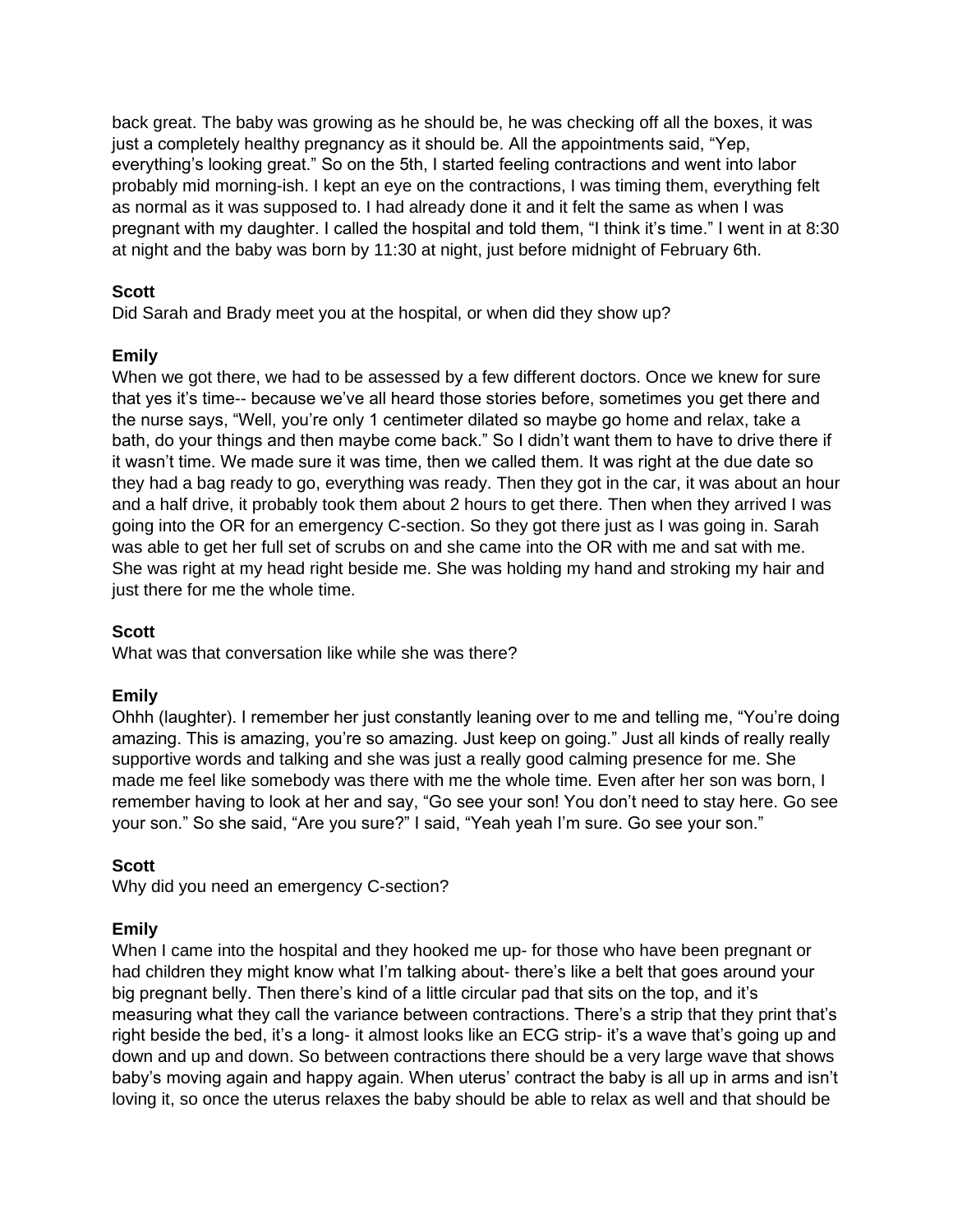back great. The baby was growing as he should be, he was checking off all the boxes, it was just a completely healthy pregnancy as it should be. All the appointments said, "Yep, everything's looking great." So on the 5th, I started feeling contractions and went into labor probably mid morning-ish. I kept an eye on the contractions, I was timing them, everything felt as normal as it was supposed to. I had already done it and it felt the same as when I was pregnant with my daughter. I called the hospital and told them, "I think it's time." I went in at 8:30 at night and the baby was born by 11:30 at night, just before midnight of February 6th.

**Scott**

Did Sarah and Brady meet you at the hospital, or when did they show up?

**Emily**

When we got there, we had to be assessed by a few different doctors. Once we knew for sure that yes it's time-- because we've all heard those stories before, sometimes you get there and the nurse says, "Well, you're only 1 centimeter dilated so maybe go home and relax, take a bath, do your things and then maybe come back." So I didn't want them to have to drive there if it wasn't time. We made sure it was time, then we called them. It was right at the due date so they had a bag ready to go, everything was ready. Then they got in the car, it was about an hour and a half drive, it probably took them about 2 hours to get there. Then when they arrived I was going into the OR for an emergency C-section. So they got there just as I was going in. Sarah was able to get her full set of scrubs on and she came into the OR with me and sat with me. She was right at my head right beside me. She was holding my hand and stroking my hair and just there for me the whole time.

**Scott**

What was that conversation like while she was there?

**Emily**

Ohhh (laughter). I remember her just constantly leaning over to me and telling me, "You're doing amazing. This is amazing, you're so amazing. Just keep on going." Just all kinds of really really supportive words and talking and she was just a really good calming presence for me. She made me feel like somebody was there with me the whole time. Even after her son was born, I remember having to look at her and say, "Go see your son! You don't need to stay here. Go see your son." So she said, "Are you sure?" I said, "Yeah yeah I'm sure. Go see your son."

**Scott**

Why did you need an emergency C-section?

**Emily**

When I came into the hospital and they hooked me up- for those who have been pregnant or had children they might know what I'm talking about- there's like a belt that goes around your big pregnant belly. Then there's kind of a little circular pad that sits on the top, and it's measuring what they call the variance between contractions. There's a strip that they print that's right beside the bed, it's a long- it almost looks like an ECG strip- it's a wave that's going up and down and up and down. So between contractions there should be a very large wave that shows baby's moving again and happy again. When uterus' contract the baby is all up in arms and isn't loving it, so once the uterus relaxes the baby should be able to relax as well and that should be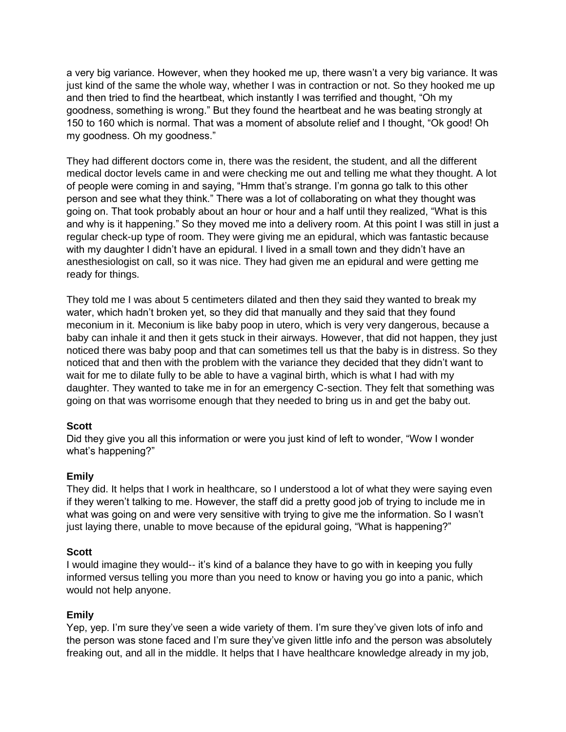a very big variance. However, when they hooked me up, there wasn't a very big variance. It was just kind of the same the whole way, whether I was in contraction or not. So they hooked me up and then tried to find the heartbeat, which instantly I was terrified and thought, "Oh my goodness, something is wrong." But they found the heartbeat and he was beating strongly at 150 to 160 which is normal. That was a moment of absolute relief and I thought, "Ok good! Oh my goodness. Oh my goodness."

They had different doctors come in, there was the resident, the student, and all the different medical doctor levels came in and were checking me out and telling me what they thought. A lot of people were coming in and saying, "Hmm that's strange. I'm gonna go talk to this other person and see what they think." There was a lot of collaborating on what they thought was going on. That took probably about an hour or hour and a half until they realized, "What is this and why is it happening." So they moved me into a delivery room. At this point I was still in just a regular check-up type of room. They were giving me an epidural, which was fantastic because with my daughter I didn't have an epidural. I lived in a small town and they didn't have an anesthesiologist on call, so it was nice. They had given me an epidural and were getting me ready for things.

They told me I was about 5 centimeters dilated and then they said they wanted to break my water, which hadn't broken yet, so they did that manually and they said that they found meconium in it. Meconium is like baby poop in utero, which is very very dangerous, because a baby can inhale it and then it gets stuck in their airways. However, that did not happen, they just noticed there was baby poop and that can sometimes tell us that the baby is in distress. So they noticed that and then with the problem with the variance they decided that they didn't want to wait for me to dilate fully to be able to have a vaginal birth, which is what I had with my daughter. They wanted to take me in for an emergency C-section. They felt that something was going on that was worrisome enough that they needed to bring us in and get the baby out.

**Scott**
Did they give you all this information or were you just kind of left to wonder, "Wow I wonder what's happening?"

**Emily**
They did. It helps that I work in healthcare, so I understood a lot of what they were saying even if they weren't talking to me. However, the staff did a pretty good job of trying to include me in what was going on and were very sensitive with trying to give me the information. So I wasn't just laying there, unable to move because of the epidural going, "What is happening?"

**Scott**
I would imagine they would-- it's kind of a balance they have to go with in keeping you fully informed versus telling you more than you need to know or having you go into a panic, which would not help anyone.

**Emily**
Yep, yep. I'm sure they've seen a wide variety of them. I'm sure they've given lots of info and the person was stone faced and I'm sure they've given little info and the person was absolutely freaking out, and all in the middle. It helps that I have healthcare knowledge already in my job,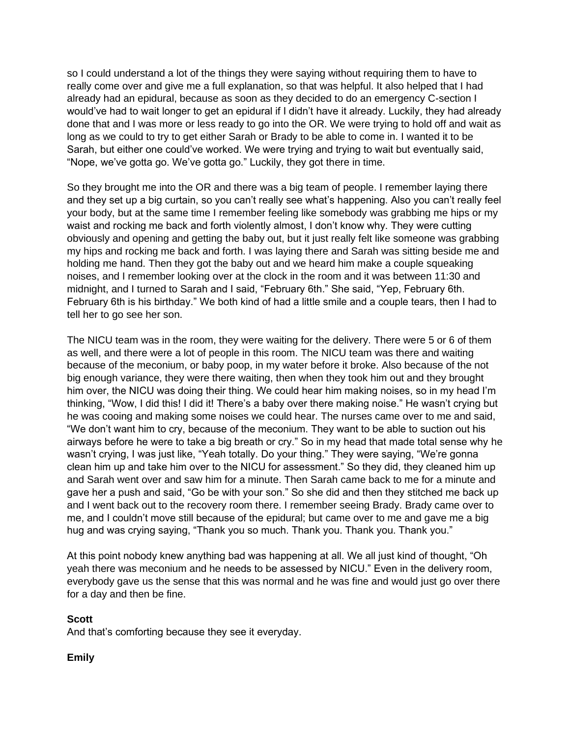so I could understand a lot of the things they were saying without requiring them to have to really come over and give me a full explanation, so that was helpful. It also helped that I had already had an epidural, because as soon as they decided to do an emergency C-section I would've had to wait longer to get an epidural if I didn't have it already. Luckily, they had already done that and I was more or less ready to go into the OR. We were trying to hold off and wait as long as we could to try to get either Sarah or Brady to be able to come in. I wanted it to be Sarah, but either one could've worked. We were trying and trying to wait but eventually said, "Nope, we've gotta go. We've gotta go." Luckily, they got there in time.

So they brought me into the OR and there was a big team of people. I remember laying there and they set up a big curtain, so you can't really see what's happening. Also you can't really feel your body, but at the same time I remember feeling like somebody was grabbing me hips or my waist and rocking me back and forth violently almost, I don't know why. They were cutting obviously and opening and getting the baby out, but it just really felt like someone was grabbing my hips and rocking me back and forth. I was laying there and Sarah was sitting beside me and holding me hand. Then they got the baby out and we heard him make a couple squeaking noises, and I remember looking over at the clock in the room and it was between 11:30 and midnight, and I turned to Sarah and I said, "February 6th." She said, "Yep, February 6th. February 6th is his birthday." We both kind of had a little smile and a couple tears, then I had to tell her to go see her son.

The NICU team was in the room, they were waiting for the delivery. There were 5 or 6 of them as well, and there were a lot of people in this room. The NICU team was there and waiting because of the meconium, or baby poop, in my water before it broke. Also because of the not big enough variance, they were there waiting, then when they took him out and they brought him over, the NICU was doing their thing. We could hear him making noises, so in my head I'm thinking, "Wow, I did this! I did it! There's a baby over there making noise." He wasn't crying but he was cooing and making some noises we could hear. The nurses came over to me and said, "We don't want him to cry, because of the meconium. They want to be able to suction out his airways before he were to take a big breath or cry." So in my head that made total sense why he wasn't crying, I was just like, "Yeah totally. Do your thing." They were saying, "We're gonna clean him up and take him over to the NICU for assessment." So they did, they cleaned him up and Sarah went over and saw him for a minute. Then Sarah came back to me for a minute and gave her a push and said, "Go be with your son." So she did and then they stitched me back up and I went back out to the recovery room there. I remember seeing Brady. Brady came over to me, and I couldn't move still because of the epidural; but came over to me and gave me a big hug and was crying saying, "Thank you so much. Thank you. Thank you. Thank you."

At this point nobody knew anything bad was happening at all. We all just kind of thought, "Oh yeah there was meconium and he needs to be assessed by NICU." Even in the delivery room, everybody gave us the sense that this was normal and he was fine and would just go over there for a day and then be fine.

**Scott**
And that's comforting because they see it everyday.

**Emily**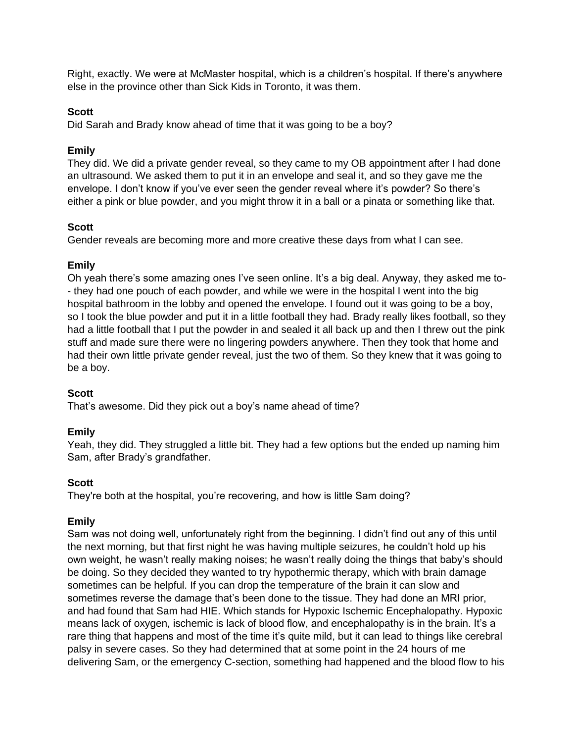Right, exactly. We were at McMaster hospital, which is a children's hospital. If there's anywhere else in the province other than Sick Kids in Toronto, it was them.

**Scott**
Did Sarah and Brady know ahead of time that it was going to be a boy?

**Emily**
They did. We did a private gender reveal, so they came to my OB appointment after I had done an ultrasound. We asked them to put it in an envelope and seal it, and so they gave me the envelope. I don't know if you've ever seen the gender reveal where it's powder? So there's either a pink or blue powder, and you might throw it in a ball or a pinata or something like that.

**Scott**
Gender reveals are becoming more and more creative these days from what I can see.

**Emily**
Oh yeah there's some amazing ones I've seen online. It's a big deal. Anyway, they asked me to-- they had one pouch of each powder, and while we were in the hospital I went into the big hospital bathroom in the lobby and opened the envelope. I found out it was going to be a boy, so I took the blue powder and put it in a little football they had. Brady really likes football, so they had a little football that I put the powder in and sealed it all back up and then I threw out the pink stuff and made sure there were no lingering powders anywhere. Then they took that home and had their own little private gender reveal, just the two of them. So they knew that it was going to be a boy.

**Scott**
That's awesome. Did they pick out a boy's name ahead of time?

**Emily**
Yeah, they did. They struggled a little bit. They had a few options but the ended up naming him Sam, after Brady's grandfather.

**Scott**
They're both at the hospital, you're recovering, and how is little Sam doing?

**Emily**
Sam was not doing well, unfortunately right from the beginning. I didn't find out any of this until the next morning, but that first night he was having multiple seizures, he couldn't hold up his own weight, he wasn't really making noises; he wasn't really doing the things that baby's should be doing. So they decided they wanted to try hypothermic therapy, which with brain damage sometimes can be helpful. If you can drop the temperature of the brain it can slow and sometimes reverse the damage that's been done to the tissue. They had done an MRI prior, and had found that Sam had HIE. Which stands for Hypoxic Ischemic Encephalopathy. Hypoxic means lack of oxygen, ischemic is lack of blood flow, and encephalopathy is in the brain. It's a rare thing that happens and most of the time it's quite mild, but it can lead to things like cerebral palsy in severe cases. So they had determined that at some point in the 24 hours of me delivering Sam, or the emergency C-section, something had happened and the blood flow to his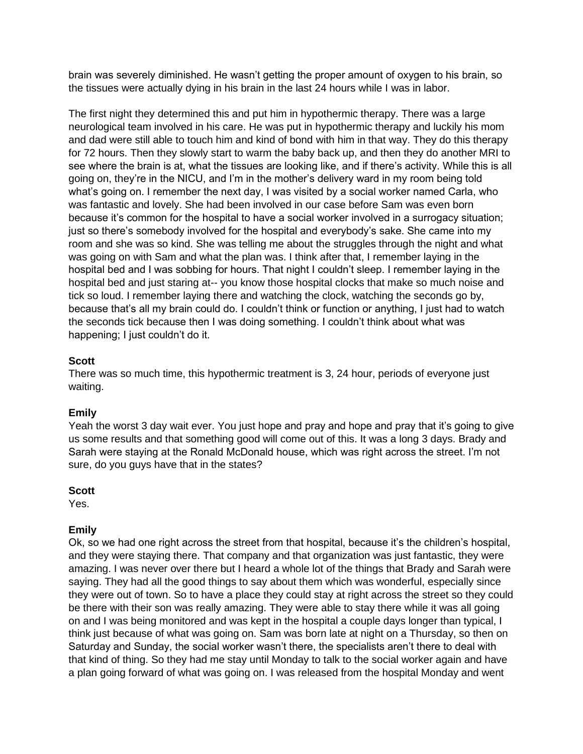brain was severely diminished. He wasn't getting the proper amount of oxygen to his brain, so the tissues were actually dying in his brain in the last 24 hours while I was in labor.

The first night they determined this and put him in hypothermic therapy. There was a large neurological team involved in his care. He was put in hypothermic therapy and luckily his mom and dad were still able to touch him and kind of bond with him in that way. They do this therapy for 72 hours. Then they slowly start to warm the baby back up, and then they do another MRI to see where the brain is at, what the tissues are looking like, and if there's activity. While this is all going on, they're in the NICU, and I'm in the mother's delivery ward in my room being told what's going on. I remember the next day, I was visited by a social worker named Carla, who was fantastic and lovely. She had been involved in our case before Sam was even born because it's common for the hospital to have a social worker involved in a surrogacy situation; just so there's somebody involved for the hospital and everybody's sake. She came into my room and she was so kind. She was telling me about the struggles through the night and what was going on with Sam and what the plan was. I think after that, I remember laying in the hospital bed and I was sobbing for hours. That night I couldn't sleep. I remember laying in the hospital bed and just staring at-- you know those hospital clocks that make so much noise and tick so loud. I remember laying there and watching the clock, watching the seconds go by, because that's all my brain could do. I couldn't think or function or anything, I just had to watch the seconds tick because then I was doing something. I couldn't think about what was happening; I just couldn't do it.

**Scott**

There was so much time, this hypothermic treatment is 3, 24 hour, periods of everyone just waiting.

**Emily**

Yeah the worst 3 day wait ever. You just hope and pray and hope and pray that it's going to give us some results and that something good will come out of this. It was a long 3 days. Brady and Sarah were staying at the Ronald McDonald house, which was right across the street. I'm not sure, do you guys have that in the states?

**Scott**

Yes.

**Emily**

Ok, so we had one right across the street from that hospital, because it's the children's hospital, and they were staying there. That company and that organization was just fantastic, they were amazing. I was never over there but I heard a whole lot of the things that Brady and Sarah were saying. They had all the good things to say about them which was wonderful, especially since they were out of town. So to have a place they could stay at right across the street so they could be there with their son was really amazing. They were able to stay there while it was all going on and I was being monitored and was kept in the hospital a couple days longer than typical, I think just because of what was going on. Sam was born late at night on a Thursday, so then on Saturday and Sunday, the social worker wasn't there, the specialists aren't there to deal with that kind of thing. So they had me stay until Monday to talk to the social worker again and have a plan going forward of what was going on. I was released from the hospital Monday and went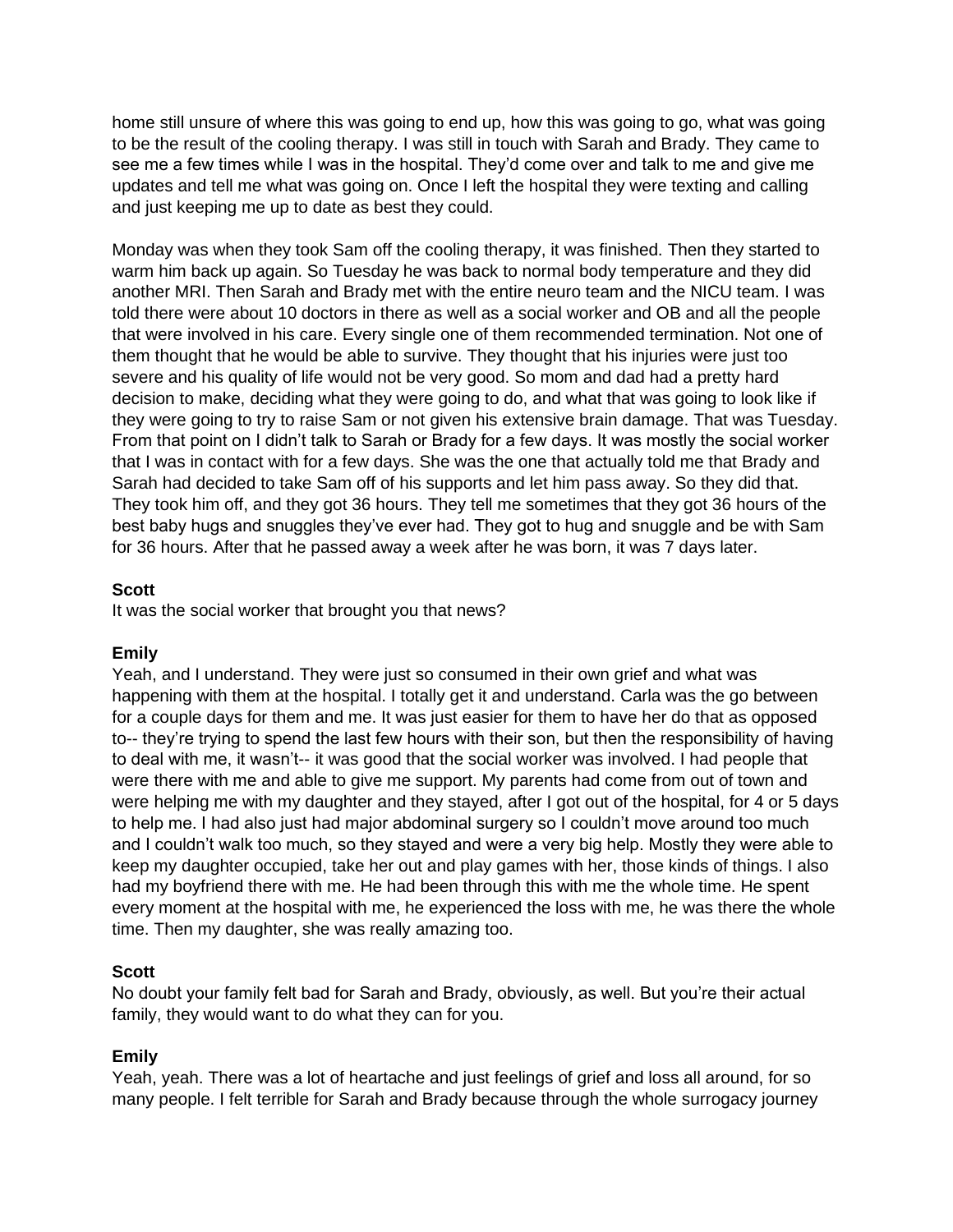home still unsure of where this was going to end up, how this was going to go, what was going to be the result of the cooling therapy. I was still in touch with Sarah and Brady. They came to see me a few times while I was in the hospital. They'd come over and talk to me and give me updates and tell me what was going on. Once I left the hospital they were texting and calling and just keeping me up to date as best they could.

Monday was when they took Sam off the cooling therapy, it was finished. Then they started to warm him back up again. So Tuesday he was back to normal body temperature and they did another MRI. Then Sarah and Brady met with the entire neuro team and the NICU team. I was told there were about 10 doctors in there as well as a social worker and OB and all the people that were involved in his care. Every single one of them recommended termination. Not one of them thought that he would be able to survive. They thought that his injuries were just too severe and his quality of life would not be very good. So mom and dad had a pretty hard decision to make, deciding what they were going to do, and what that was going to look like if they were going to try to raise Sam or not given his extensive brain damage. That was Tuesday. From that point on I didn't talk to Sarah or Brady for a few days. It was mostly the social worker that I was in contact with for a few days. She was the one that actually told me that Brady and Sarah had decided to take Sam off of his supports and let him pass away. So they did that. They took him off, and they got 36 hours. They tell me sometimes that they got 36 hours of the best baby hugs and snuggles they've ever had. They got to hug and snuggle and be with Sam for 36 hours. After that he passed away a week after he was born, it was 7 days later.

**Scott**
It was the social worker that brought you that news?

**Emily**
Yeah, and I understand. They were just so consumed in their own grief and what was happening with them at the hospital. I totally get it and understand. Carla was the go between for a couple days for them and me. It was just easier for them to have her do that as opposed to-- they're trying to spend the last few hours with their son, but then the responsibility of having to deal with me, it wasn't-- it was good that the social worker was involved. I had people that were there with me and able to give me support. My parents had come from out of town and were helping me with my daughter and they stayed, after I got out of the hospital, for 4 or 5 days to help me. I had also just had major abdominal surgery so I couldn't move around too much and I couldn't walk too much, so they stayed and were a very big help. Mostly they were able to keep my daughter occupied, take her out and play games with her, those kinds of things. I also had my boyfriend there with me. He had been through this with me the whole time. He spent every moment at the hospital with me, he experienced the loss with me, he was there the whole time. Then my daughter, she was really amazing too.

**Scott**
No doubt your family felt bad for Sarah and Brady, obviously, as well. But you're their actual family, they would want to do what they can for you.

**Emily**
Yeah, yeah. There was a lot of heartache and just feelings of grief and loss all around, for so many people. I felt terrible for Sarah and Brady because through the whole surrogacy journey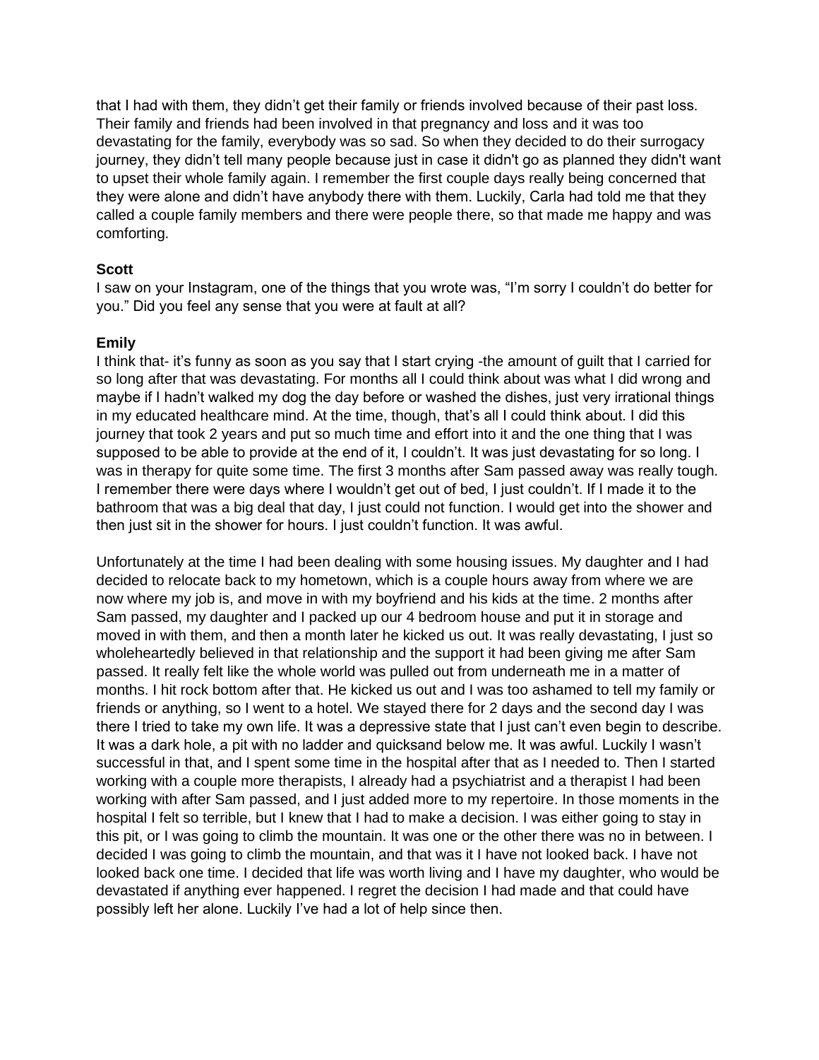that I had with them, they didn't get their family or friends involved because of their past loss. Their family and friends had been involved in that pregnancy and loss and it was too devastating for the family, everybody was so sad. So when they decided to do their surrogacy journey, they didn't tell many people because just in case it didn't go as planned they didn't want to upset their whole family again. I remember the first couple days really being concerned that they were alone and didn't have anybody there with them. Luckily, Carla had told me that they called a couple family members and there were people there, so that made me happy and was comforting.

**Scott**

I saw on your Instagram, one of the things that you wrote was, "I'm sorry I couldn't do better for you." Did you feel any sense that you were at fault at all?

**Emily**

I think that- it's funny as soon as you say that I start crying -the amount of guilt that I carried for so long after that was devastating. For months all I could think about was what I did wrong and maybe if I hadn't walked my dog the day before or washed the dishes, just very irrational things in my educated healthcare mind. At the time, though, that's all I could think about. I did this journey that took 2 years and put so much time and effort into it and the one thing that I was supposed to be able to provide at the end of it, I couldn't. It was just devastating for so long. I was in therapy for quite some time. The first 3 months after Sam passed away was really tough. I remember there were days where I wouldn't get out of bed, I just couldn't. If I made it to the bathroom that was a big deal that day, I just could not function. I would get into the shower and then just sit in the shower for hours. I just couldn't function. It was awful.

Unfortunately at the time I had been dealing with some housing issues. My daughter and I had decided to relocate back to my hometown, which is a couple hours away from where we are now where my job is, and move in with my boyfriend and his kids at the time. 2 months after Sam passed, my daughter and I packed up our 4 bedroom house and put it in storage and moved in with them, and then a month later he kicked us out. It was really devastating, I just so wholeheartedly believed in that relationship and the support it had been giving me after Sam passed. It really felt like the whole world was pulled out from underneath me in a matter of months. I hit rock bottom after that. He kicked us out and I was too ashamed to tell my family or friends or anything, so I went to a hotel. We stayed there for 2 days and the second day I was there I tried to take my own life. It was a depressive state that I just can't even begin to describe. It was a dark hole, a pit with no ladder and quicksand below me. It was awful. Luckily I wasn't successful in that, and I spent some time in the hospital after that as I needed to. Then I started working with a couple more therapists, I already had a psychiatrist and a therapist I had been working with after Sam passed, and I just added more to my repertoire. In those moments in the hospital I felt so terrible, but I knew that I had to make a decision. I was either going to stay in this pit, or I was going to climb the mountain. It was one or the other there was no in between. I decided I was going to climb the mountain, and that was it I have not looked back. I have not looked back one time. I decided that life was worth living and I have my daughter, who would be devastated if anything ever happened. I regret the decision I had made and that could have possibly left her alone. Luckily I've had a lot of help since then.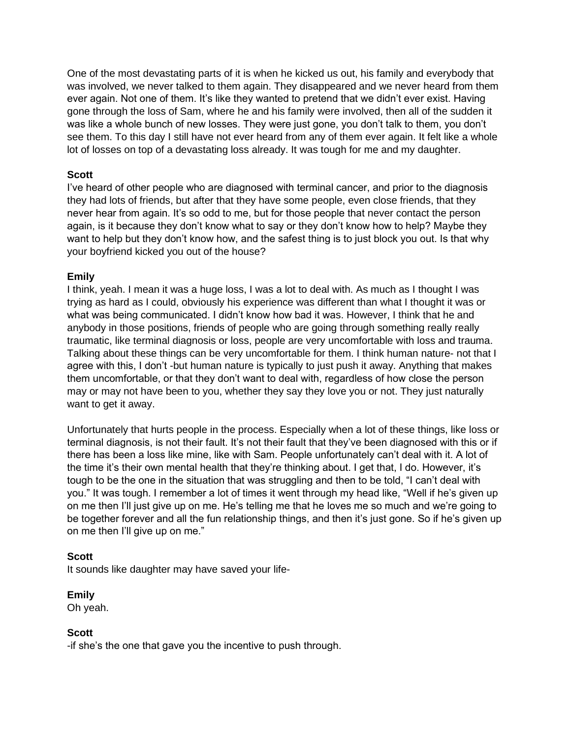One of the most devastating parts of it is when he kicked us out, his family and everybody that was involved, we never talked to them again. They disappeared and we never heard from them ever again. Not one of them. It's like they wanted to pretend that we didn't ever exist. Having gone through the loss of Sam, where he and his family were involved, then all of the sudden it was like a whole bunch of new losses. They were just gone, you don't talk to them, you don't see them. To this day I still have not ever heard from any of them ever again. It felt like a whole lot of losses on top of a devastating loss already. It was tough for me and my daughter.

**Scott**
I've heard of other people who are diagnosed with terminal cancer, and prior to the diagnosis they had lots of friends, but after that they have some people, even close friends, that they never hear from again. It's so odd to me, but for those people that never contact the person again, is it because they don't know what to say or they don't know how to help? Maybe they want to help but they don't know how, and the safest thing is to just block you out. Is that why your boyfriend kicked you out of the house?

**Emily**
I think, yeah. I mean it was a huge loss, I was a lot to deal with. As much as I thought I was trying as hard as I could, obviously his experience was different than what I thought it was or what was being communicated. I didn't know how bad it was. However, I think that he and anybody in those positions, friends of people who are going through something really really traumatic, like terminal diagnosis or loss, people are very uncomfortable with loss and trauma. Talking about these things can be very uncomfortable for them. I think human nature- not that I agree with this, I don't -but human nature is typically to just push it away. Anything that makes them uncomfortable, or that they don't want to deal with, regardless of how close the person may or may not have been to you, whether they say they love you or not. They just naturally want to get it away.

Unfortunately that hurts people in the process. Especially when a lot of these things, like loss or terminal diagnosis, is not their fault. It's not their fault that they've been diagnosed with this or if there has been a loss like mine, like with Sam. People unfortunately can't deal with it. A lot of the time it's their own mental health that they're thinking about. I get that, I do. However, it's tough to be the one in the situation that was struggling and then to be told, "I can't deal with you." It was tough. I remember a lot of times it went through my head like, "Well if he's given up on me then I'll just give up on me. He's telling me that he loves me so much and we're going to be together forever and all the fun relationship things, and then it's just gone. So if he's given up on me then I'll give up on me."

**Scott**
It sounds like daughter may have saved your life-

**Emily**
Oh yeah.

**Scott**
-if she's the one that gave you the incentive to push through.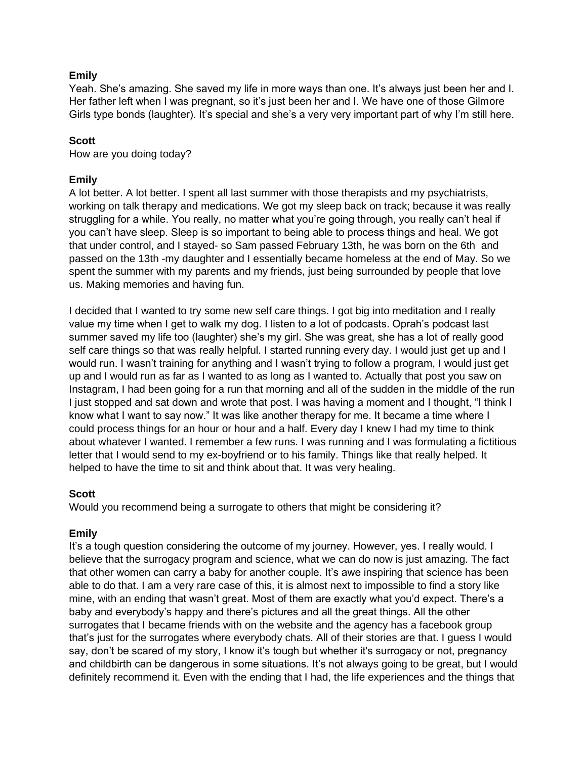**Emily**

Yeah. She's amazing. She saved my life in more ways than one. It's always just been her and I. Her father left when I was pregnant, so it's just been her and I. We have one of those Gilmore Girls type bonds (laughter). It's special and she's a very very important part of why I'm still here.

**Scott**

How are you doing today?

**Emily**

A lot better. A lot better. I spent all last summer with those therapists and my psychiatrists, working on talk therapy and medications. We got my sleep back on track; because it was really struggling for a while. You really, no matter what you're going through, you really can't heal if you can't have sleep. Sleep is so important to being able to process things and heal. We got that under control, and I stayed- so Sam passed February 13th, he was born on the 6th and passed on the 13th -my daughter and I essentially became homeless at the end of May. So we spent the summer with my parents and my friends, just being surrounded by people that love us. Making memories and having fun.

I decided that I wanted to try some new self care things. I got big into meditation and I really value my time when I get to walk my dog. I listen to a lot of podcasts. Oprah's podcast last summer saved my life too (laughter) she's my girl. She was great, she has a lot of really good self care things so that was really helpful. I started running every day. I would just get up and I would run. I wasn't training for anything and I wasn't trying to follow a program, I would just get up and I would run as far as I wanted to as long as I wanted to. Actually that post you saw on Instagram, I had been going for a run that morning and all of the sudden in the middle of the run I just stopped and sat down and wrote that post. I was having a moment and I thought, "I think I know what I want to say now." It was like another therapy for me. It became a time where I could process things for an hour or hour and a half. Every day I knew I had my time to think about whatever I wanted. I remember a few runs. I was running and I was formulating a fictitious letter that I would send to my ex-boyfriend or to his family. Things like that really helped. It helped to have the time to sit and think about that. It was very healing.

**Scott**

Would you recommend being a surrogate to others that might be considering it?

**Emily**

It's a tough question considering the outcome of my journey. However, yes. I really would. I believe that the surrogacy program and science, what we can do now is just amazing. The fact that other women can carry a baby for another couple. It's awe inspiring that science has been able to do that. I am a very rare case of this, it is almost next to impossible to find a story like mine, with an ending that wasn't great. Most of them are exactly what you'd expect. There's a baby and everybody's happy and there's pictures and all the great things. All the other surrogates that I became friends with on the website and the agency has a facebook group that's just for the surrogates where everybody chats. All of their stories are that. I guess I would say, don't be scared of my story, I know it's tough but whether it's surrogacy or not, pregnancy and childbirth can be dangerous in some situations. It's not always going to be great, but I would definitely recommend it. Even with the ending that I had, the life experiences and the things that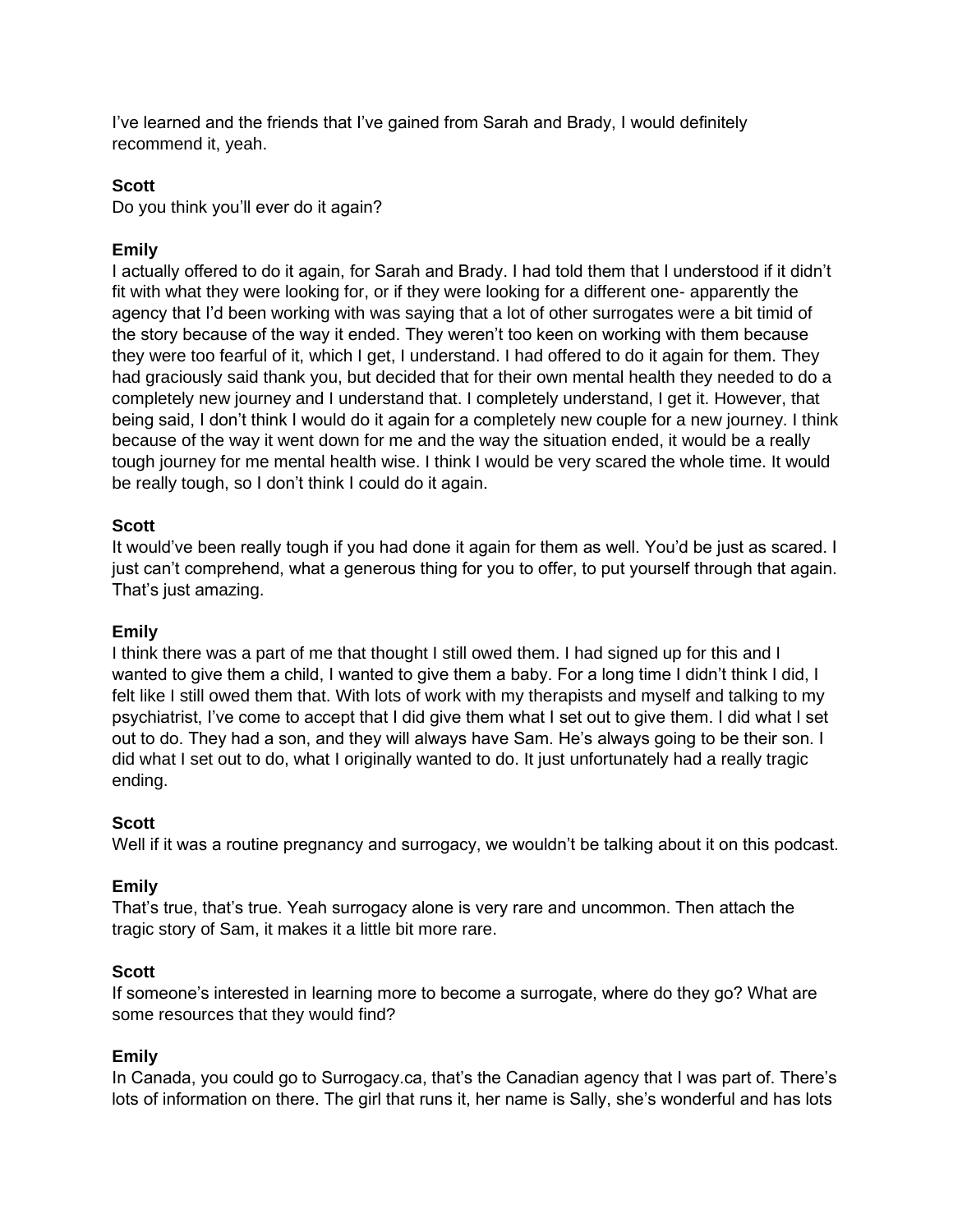I've learned and the friends that I've gained from Sarah and Brady, I would definitely recommend it, yeah.

**Scott**
Do you think you'll ever do it again?

**Emily**
I actually offered to do it again, for Sarah and Brady. I had told them that I understood if it didn't fit with what they were looking for, or if they were looking for a different one- apparently the agency that I'd been working with was saying that a lot of other surrogates were a bit timid of the story because of the way it ended. They weren't too keen on working with them because they were too fearful of it, which I get, I understand. I had offered to do it again for them. They had graciously said thank you, but decided that for their own mental health they needed to do a completely new journey and I understand that. I completely understand, I get it. However, that being said, I don't think I would do it again for a completely new couple for a new journey. I think because of the way it went down for me and the way the situation ended, it would be a really tough journey for me mental health wise. I think I would be very scared the whole time. It would be really tough, so I don't think I could do it again.

**Scott**
It would've been really tough if you had done it again for them as well. You'd be just as scared. I just can't comprehend, what a generous thing for you to offer, to put yourself through that again. That's just amazing.

**Emily**
I think there was a part of me that thought I still owed them. I had signed up for this and I wanted to give them a child, I wanted to give them a baby. For a long time I didn't think I did, I felt like I still owed them that. With lots of work with my therapists and myself and talking to my psychiatrist, I've come to accept that I did give them what I set out to give them. I did what I set out to do. They had a son, and they will always have Sam. He's always going to be their son. I did what I set out to do, what I originally wanted to do. It just unfortunately had a really tragic ending.

**Scott**
Well if it was a routine pregnancy and surrogacy, we wouldn't be talking about it on this podcast.

**Emily**
That's true, that's true. Yeah surrogacy alone is very rare and uncommon. Then attach the tragic story of Sam, it makes it a little bit more rare.

**Scott**
If someone's interested in learning more to become a surrogate, where do they go? What are some resources that they would find?

**Emily**
In Canada, you could go to Surrogacy.ca, that's the Canadian agency that I was part of. There's lots of information on there. The girl that runs it, her name is Sally, she's wonderful and has lots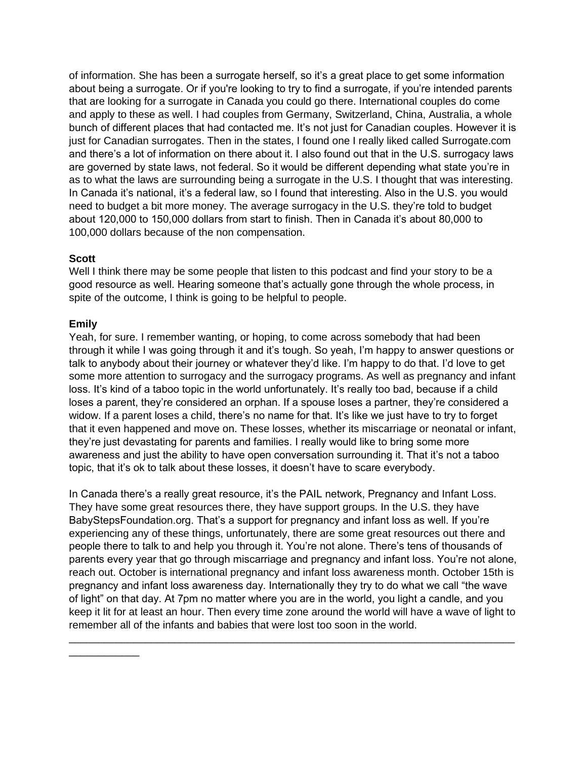of information. She has been a surrogate herself, so it's a great place to get some information about being a surrogate. Or if you're looking to try to find a surrogate, if you're intended parents that are looking for a surrogate in Canada you could go there. International couples do come and apply to these as well. I had couples from Germany, Switzerland, China, Australia, a whole bunch of different places that had contacted me. It's not just for Canadian couples. However it is just for Canadian surrogates. Then in the states, I found one I really liked called Surrogate.com and there's a lot of information on there about it. I also found out that in the U.S. surrogacy laws are governed by state laws, not federal. So it would be different depending what state you're in as to what the laws are surrounding being a surrogate in the U.S. I thought that was interesting. In Canada it's national, it's a federal law, so I found that interesting. Also in the U.S. you would need to budget a bit more money. The average surrogacy in the U.S. they're told to budget about 120,000 to 150,000 dollars from start to finish. Then in Canada it's about 80,000 to 100,000 dollars because of the non compensation.

**Scott**
Well I think there may be some people that listen to this podcast and find your story to be a good resource as well. Hearing someone that's actually gone through the whole process, in spite of the outcome, I think is going to be helpful to people.

**Emily**
Yeah, for sure. I remember wanting, or hoping, to come across somebody that had been through it while I was going through it and it's tough. So yeah, I'm happy to answer questions or talk to anybody about their journey or whatever they'd like. I'm happy to do that. I'd love to get some more attention to surrogacy and the surrogacy programs. As well as pregnancy and infant loss. It's kind of a taboo topic in the world unfortunately. It's really too bad, because if a child loses a parent, they're considered an orphan. If a spouse loses a partner, they're considered a widow. If a parent loses a child, there's no name for that. It's like we just have to try to forget that it even happened and move on. These losses, whether its miscarriage or neonatal or infant, they're just devastating for parents and families. I really would like to bring some more awareness and just the ability to have open conversation surrounding it. That it's not a taboo topic, that it's ok to talk about these losses, it doesn't have to scare everybody.

In Canada there's a really great resource, it's the PAIL network, Pregnancy and Infant Loss. They have some great resources there, they have support groups. In the U.S. they have BabyStepsFoundation.org. That's a support for pregnancy and infant loss as well. If you're experiencing any of these things, unfortunately, there are some great resources out there and people there to talk to and help you through it. You're not alone. There's tens of thousands of parents every year that go through miscarriage and pregnancy and infant loss. You're not alone, reach out. October is international pregnancy and infant loss awareness month. October 15th is pregnancy and infant loss awareness day. Internationally they try to do what we call "the wave of light" on that day. At 7pm no matter where you are in the world, you light a candle, and you keep it lit for at least an hour. Then every time zone around the world will have a wave of light to remember all of the infants and babies that were lost too soon in the world.

---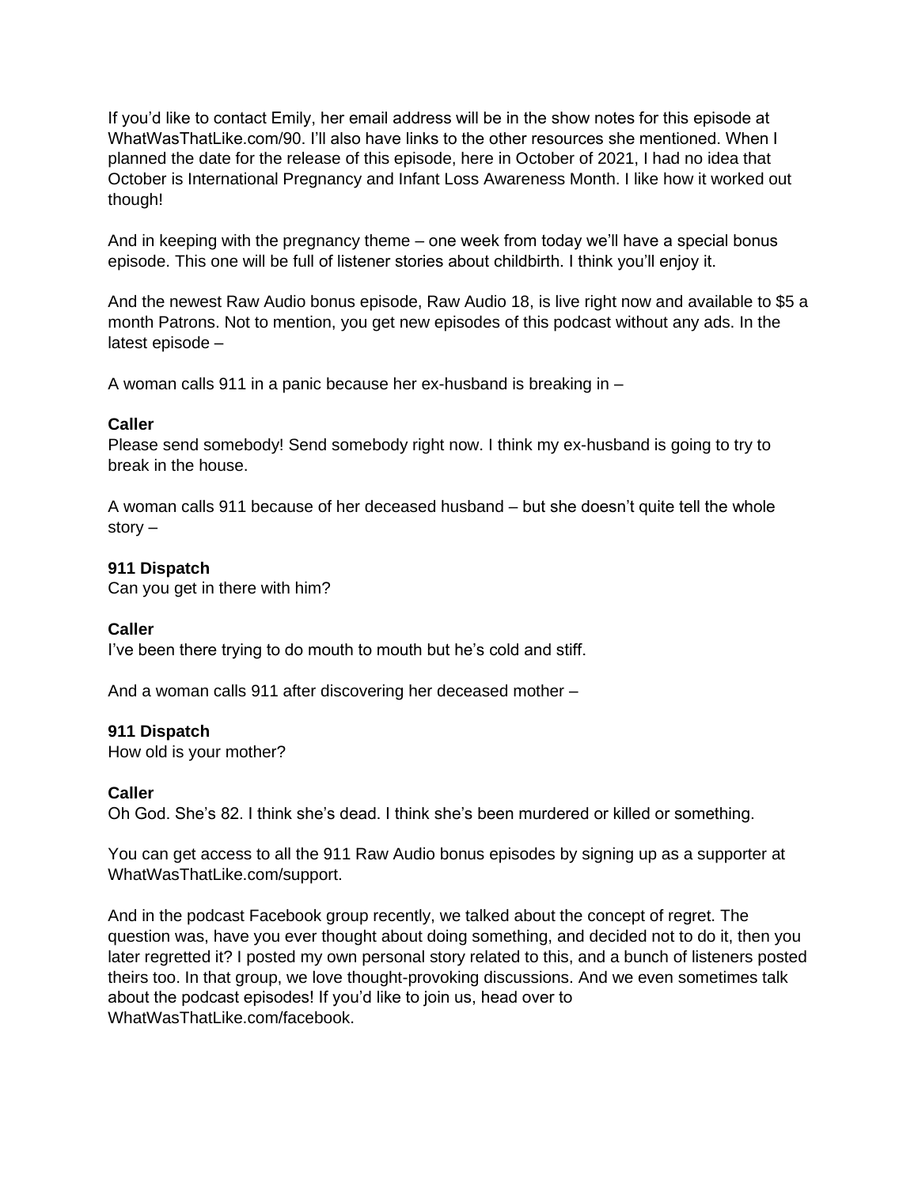If you'd like to contact Emily, her email address will be in the show notes for this episode at WhatWasThatLike.com/90. I'll also have links to the other resources she mentioned. When I planned the date for the release of this episode, here in October of 2021, I had no idea that October is International Pregnancy and Infant Loss Awareness Month. I like how it worked out though!

And in keeping with the pregnancy theme – one week from today we'll have a special bonus episode. This one will be full of listener stories about childbirth. I think you'll enjoy it.

And the newest Raw Audio bonus episode, Raw Audio 18, is live right now and available to $5 a month Patrons. Not to mention, you get new episodes of this podcast without any ads. In the latest episode –

A woman calls 911 in a panic because her ex-husband is breaking in –

**Caller**
Please send somebody! Send somebody right now. I think my ex-husband is going to try to break in the house.

A woman calls 911 because of her deceased husband – but she doesn't quite tell the whole story –

**911 Dispatch**
Can you get in there with him?

**Caller**
I've been there trying to do mouth to mouth but he's cold and stiff.

And a woman calls 911 after discovering her deceased mother –

**911 Dispatch**
How old is your mother?

**Caller**
Oh God. She's 82. I think she's dead. I think she's been murdered or killed or something.

You can get access to all the 911 Raw Audio bonus episodes by signing up as a supporter at WhatWasThatLike.com/support.

And in the podcast Facebook group recently, we talked about the concept of regret. The question was, have you ever thought about doing something, and decided not to do it, then you later regretted it? I posted my own personal story related to this, and a bunch of listeners posted theirs too. In that group, we love thought-provoking discussions. And we even sometimes talk about the podcast episodes! If you'd like to join us, head over to WhatWasThatLike.com/facebook.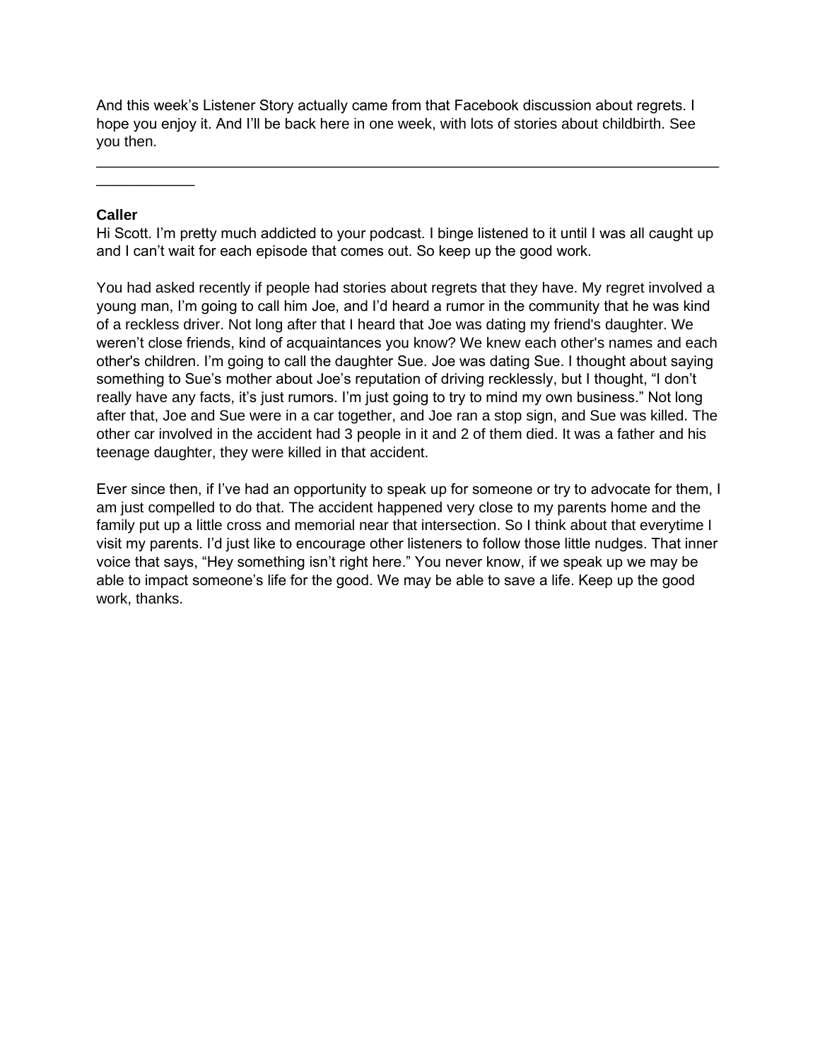And this week's Listener Story actually came from that Facebook discussion about regrets. I hope you enjoy it. And I'll be back here in one week, with lots of stories about childbirth. See you then.

---

**Caller**
Hi Scott. I'm pretty much addicted to your podcast. I binge listened to it until I was all caught up and I can't wait for each episode that comes out. So keep up the good work.

You had asked recently if people had stories about regrets that they have. My regret involved a young man, I'm going to call him Joe, and I'd heard a rumor in the community that he was kind of a reckless driver. Not long after that I heard that Joe was dating my friend's daughter. We weren't close friends, kind of acquaintances you know? We knew each other's names and each other's children. I'm going to call the daughter Sue. Joe was dating Sue. I thought about saying something to Sue's mother about Joe's reputation of driving recklessly, but I thought, "I don't really have any facts, it's just rumors. I'm just going to try to mind my own business." Not long after that, Joe and Sue were in a car together, and Joe ran a stop sign, and Sue was killed. The other car involved in the accident had 3 people in it and 2 of them died. It was a father and his teenage daughter, they were killed in that accident.

Ever since then, if I've had an opportunity to speak up for someone or try to advocate for them, I am just compelled to do that. The accident happened very close to my parents home and the family put up a little cross and memorial near that intersection. So I think about that everytime I visit my parents. I'd just like to encourage other listeners to follow those little nudges. That inner voice that says, "Hey something isn't right here." You never know, if we speak up we may be able to impact someone's life for the good. We may be able to save a life. Keep up the good work, thanks.